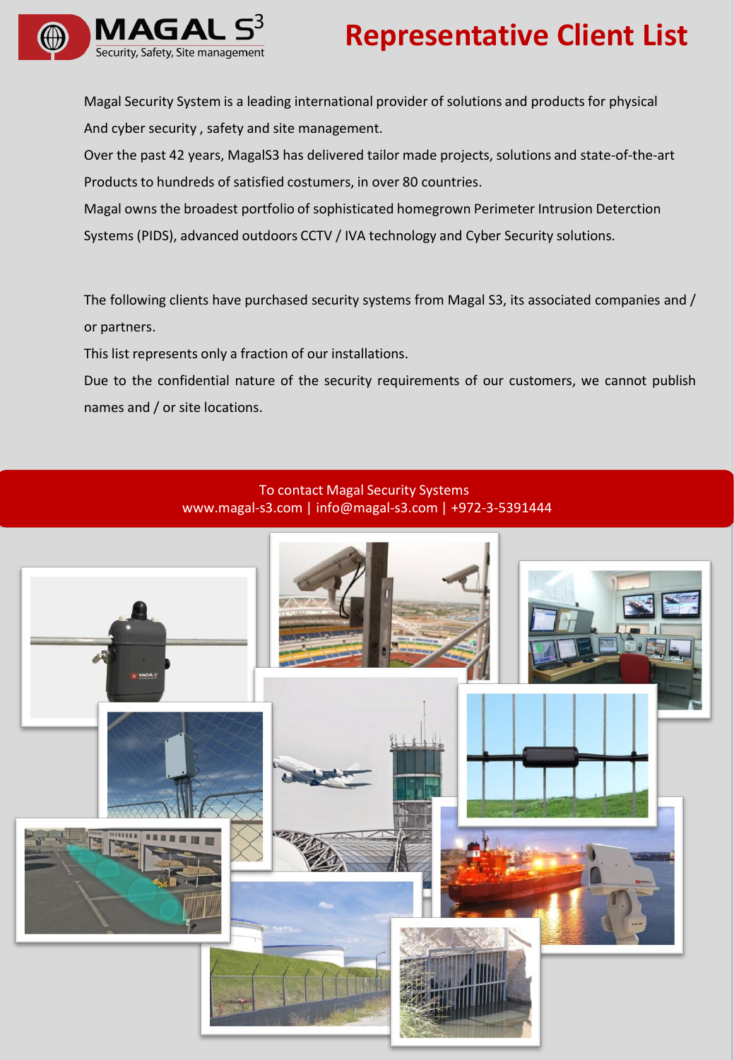# Representative Client List

MAGAL S3 — Security, Safety, Site management

Magal Security System is a leading international provider of solutions and products for physical And cyber security , safety and site management.

Over the past 42 years, MagalS3 has delivered tailor made projects, solutions and state-of-the-art Products to hundreds of satisfied costumers, in over 80 countries.

Magal owns the broadest portfolio of sophisticated homegrown Perimeter Intrusion Deterction Systems (PIDS), advanced outdoors CCTV / IVA technology and Cyber Security solutions.

The following clients have purchased security systems from Magal S3, its associated companies and / or partners.

This list represents only a fraction of our installations.

Due to the confidential nature of the security requirements of our customers, we cannot publish names and / or site locations.

To contact Magal Security Systems
www.magal-s3.com | info@magal-s3.com | +972-3-5391444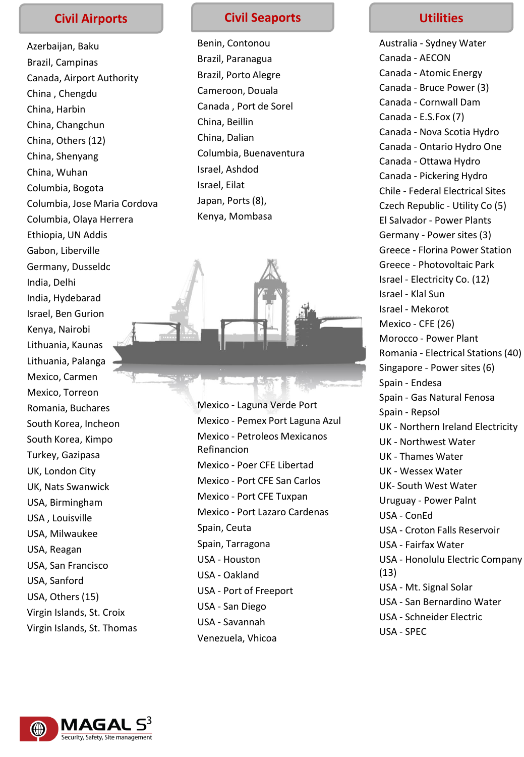## Civil Airports

- Azerbaijan, Baku
- Brazil, Campinas
- Canada, Airport Authority
- China , Chengdu
- China, Harbin
- China, Changchun
- China, Others (12)
- China, Shenyang
- China, Wuhan
- Columbia, Bogota
- Columbia, Jose Maria Cordova
- Columbia, Olaya Herrera
- Ethiopia, UN Addis
- Gabon, Liberville
- Germany, Dusseldc
- India, Delhi
- India, Hydebarad
- Israel, Ben Gurion
- Kenya, Nairobi
- Lithuania, Kaunas
- Lithuania, Palanga
- Mexico, Carmen
- Mexico, Torreon
- Romania, Buchares
- South Korea, Incheon
- South Korea, Kimpo
- Turkey, Gazipasa
- UK, London City
- UK, Nats Swanwick
- USA, Birmingham
- USA , Louisville
- USA, Milwaukee
- USA, Reagan
- USA, San Francisco
- USA, Sanford
- USA, Others (15)
- Virgin Islands, St. Croix
- Virgin Islands, St. Thomas

## Civil Seaports

- Benin, Contonou
- Brazil, Paranagua
- Brazil, Porto Alegre
- Cameroon, Douala
- Canada , Port de Sorel
- China, Beillin
- China, Dalian
- Columbia, Buenaventura
- Israel, Ashdod
- Israel, Eilat
- Japan, Ports (8),
- Kenya, Mombasa
- Mexico - Laguna Verde Port
- Mexico - Pemex Port Laguna Azul
- Mexico - Petroleos Mexicanos Refinancion
- Mexico - Poer CFE Libertad
- Mexico - Port CFE San Carlos
- Mexico - Port CFE Tuxpan
- Mexico - Port Lazaro Cardenas
- Spain, Ceuta
- Spain, Tarragona
- USA - Houston
- USA - Oakland
- USA - Port of Freeport
- USA - San Diego
- USA - Savannah
- Venezuela, Vhicoa

## Utilities

- Australia - Sydney Water
- Canada - AECON
- Canada - Atomic Energy
- Canada - Bruce Power (3)
- Canada - Cornwall Dam
- Canada - E.S.Fox (7)
- Canada - Nova Scotia Hydro
- Canada - Ontario Hydro One
- Canada - Ottawa Hydro
- Canada - Pickering Hydro
- Chile - Federal Electrical Sites
- Czech Republic - Utility Co (5)
- El Salvador - Power Plants
- Germany - Power sites (3)
- Greece - Florina Power Station
- Greece - Photovoltaic Park
- Israel - Electricity Co. (12)
- Israel - Klal Sun
- Israel - Mekorot
- Mexico - CFE (26)
- Morocco - Power Plant
- Romania - Electrical Stations (40)
- Singapore - Power sites (6)
- Spain - Endesa
- Spain - Gas Natural Fenosa
- Spain - Repsol
- UK - Northern Ireland Electricity
- UK - Northwest Water
- UK - Thames Water
- UK - Wessex Water
- UK- South West Water
- Uruguay - Power Palnt
- USA - ConEd
- USA - Croton Falls Reservoir
- USA - Fairfax Water
- USA - Honolulu Electric Company (13)
- USA - Mt. Signal Solar
- USA - San Bernardino Water
- USA - Schneider Electric
- USA - SPEC

MAGAL S3 — Security, Safety, Site management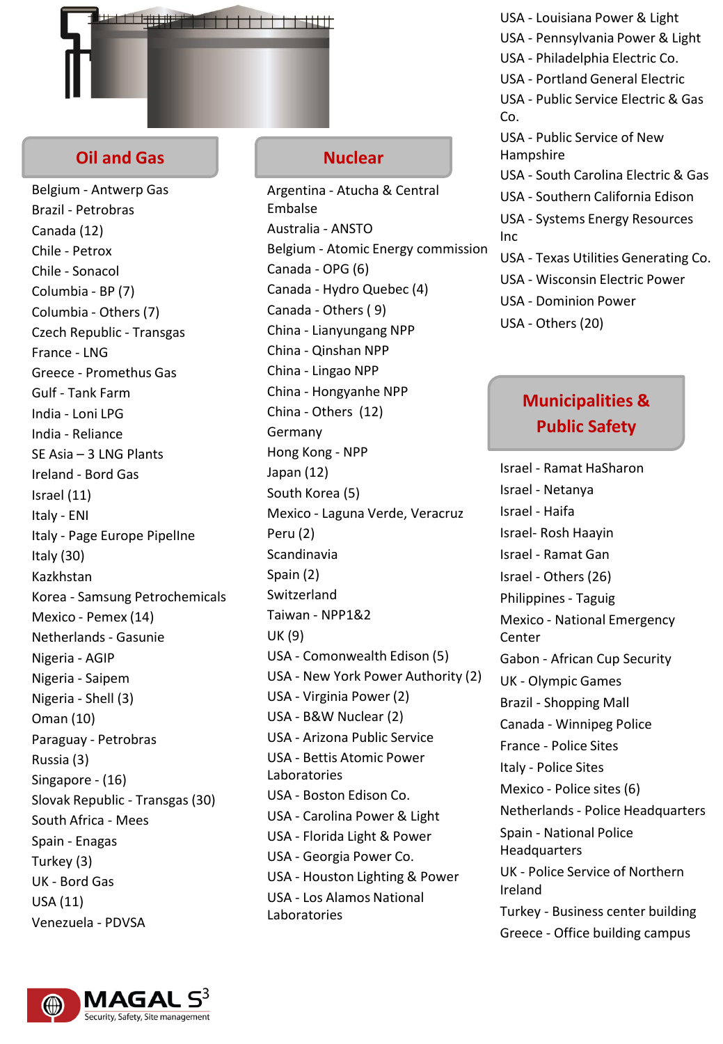## Oil and Gas

- Belgium - Antwerp Gas
- Brazil - Petrobras
- Canada (12)
- Chile - Petrox
- Chile - Sonacol
- Columbia - BP (7)
- Columbia - Others (7)
- Czech Republic - Transgas
- France - LNG
- Greece - Promethus Gas
- Gulf - Tank Farm
- India - Loni LPG
- India - Reliance
- SE Asia – 3 LNG Plants
- Ireland - Bord Gas
- Israel (11)
- Italy - ENI
- Italy - Page Europe Pipellne
- Italy (30)
- Kazkhstan
- Korea - Samsung Petrochemicals
- Mexico - Pemex (14)
- Netherlands - Gasunie
- Nigeria - AGIP
- Nigeria - Saipem
- Nigeria - Shell (3)
- Oman (10)
- Paraguay - Petrobras
- Russia (3)
- Singapore - (16)
- Slovak Republic - Transgas (30)
- South Africa - Mees
- Spain - Enagas
- Turkey (3)
- UK - Bord Gas
- USA (11)
- Venezuela - PDVSA

## Nuclear

- Argentina - Atucha & Central Embalse
- Australia - ANSTO
- Belgium - Atomic Energy commission
- Canada - OPG (6)
- Canada - Hydro Quebec (4)
- Canada - Others ( 9)
- China - Lianyungang NPP
- China - Qinshan NPP
- China - Lingao NPP
- China - Hongyanhe NPP
- China - Others (12)
- Germany
- Hong Kong - NPP
- Japan (12)
- South Korea (5)
- Mexico - Laguna Verde, Veracruz
- Peru (2)
- Scandinavia
- Spain (2)
- Switzerland
- Taiwan - NPP1&2
- UK (9)
- USA - Comonwealth Edison (5)
- USA - New York Power Authority (2)
- USA - Virginia Power (2)
- USA - B&W Nuclear (2)
- USA - Arizona Public Service
- USA - Bettis Atomic Power Laboratories
- USA - Boston Edison Co.
- USA - Carolina Power & Light
- USA - Florida Light & Power
- USA - Georgia Power Co.
- USA - Houston Lighting & Power
- USA - Los Alamos National Laboratories
- USA - Louisiana Power & Light
- USA - Pennsylvania Power & Light
- USA - Philadelphia Electric Co.
- USA - Portland General Electric
- USA - Public Service Electric & Gas Co.
- USA - Public Service of New Hampshire
- USA - South Carolina Electric & Gas
- USA - Southern California Edison
- USA - Systems Energy Resources Inc
- USA - Texas Utilities Generating Co.
- USA - Wisconsin Electric Power
- USA - Dominion Power
- USA - Others (20)

## Municipalities & Public Safety

- Israel - Ramat HaSharon
- Israel - Netanya
- Israel - Haifa
- Israel- Rosh Haayin
- Israel - Ramat Gan
- Israel - Others (26)
- Philippines - Taguig
- Mexico - National Emergency Center
- Gabon - African Cup Security
- UK - Olympic Games
- Brazil - Shopping Mall
- Canada - Winnipeg Police
- France - Police Sites
- Italy - Police Sites
- Mexico - Police sites (6)
- Netherlands - Police Headquarters
- Spain - National Police Headquarters
- UK - Police Service of Northern Ireland
- Turkey - Business center building
- Greece - Office building campus

MAGAL S3
Security, Safety, Site management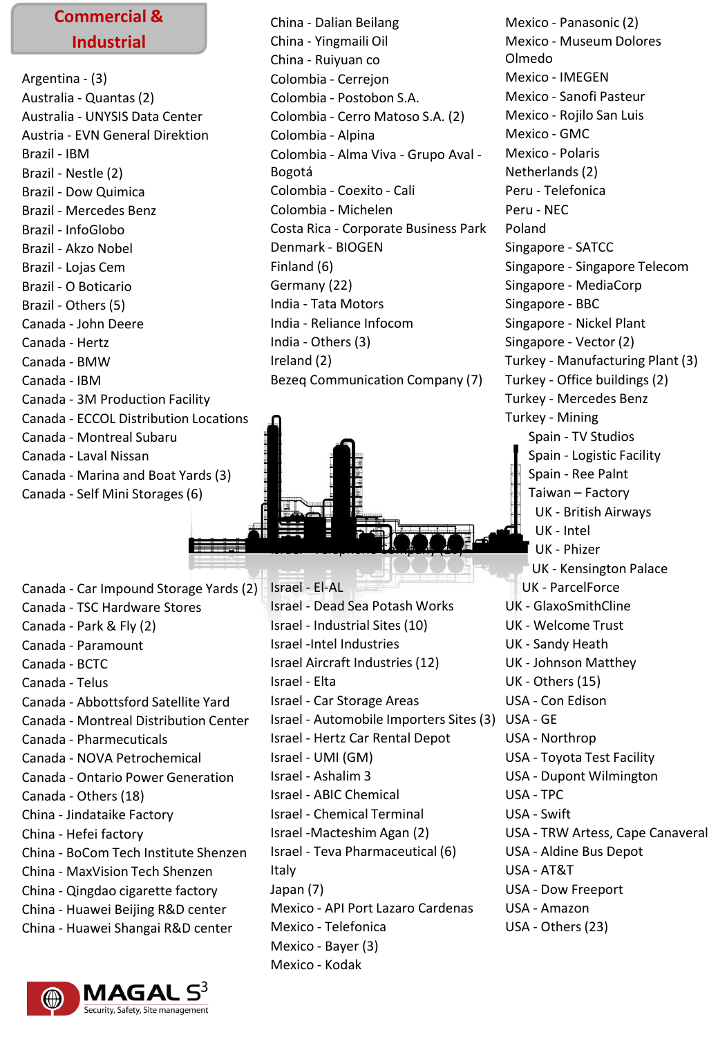# Commercial & Industrial

- Argentina - (3)
- Australia - Quantas (2)
- Australia - UNYSIS Data Center
- Austria - EVN General Direktion
- Brazil - IBM
- Brazil - Nestle (2)
- Brazil - Dow Quimica
- Brazil - Mercedes Benz
- Brazil - InfoGlobo
- Brazil - Akzo Nobel
- Brazil - Lojas Cem
- Brazil - O Boticario
- Brazil - Others (5)
- Canada - John Deere
- Canada - Hertz
- Canada - BMW
- Canada - IBM
- Canada - 3M Production Facility
- Canada - ECCOL Distribution Locations
- Canada - Montreal Subaru
- Canada - Laval Nissan
- Canada - Marina and Boat Yards (3)
- Canada - Self Mini Storages (6)
- Canada - Car Impound Storage Yards (2)
- Canada - TSC Hardware Stores
- Canada - Park & Fly (2)
- Canada - Paramount
- Canada - BCTC
- Canada - Telus
- Canada - Abbottsford Satellite Yard
- Canada - Montreal Distribution Center
- Canada - Pharmecuticals
- Canada - NOVA Petrochemical
- Canada - Ontario Power Generation
- Canada - Others (18)
- China - Jindataike Factory
- China - Hefei factory
- China - BoCom Tech Institute Shenzen
- China - MaxVision Tech Shenzen
- China - Qingdao cigarette factory
- China - Huawei Beijing R&D center
- China - Huawei Shangai R&D center
- China - Dalian Beilang
- China - Yingmaili Oil
- China - Ruiyuan co
- Colombia - Cerrejon
- Colombia - Postobon S.A.
- Colombia - Cerro Matoso S.A. (2)
- Colombia - Alpina
- Colombia - Alma Viva - Grupo Aval - Bogotá
- Colombia - Coexito - Cali
- Colombia - Michelen
- Costa Rica - Corporate Business Park
- Denmark - BIOGEN
- Finland (6)
- Germany (22)
- India - Tata Motors
- India - Reliance Infocom
- India - Others (3)
- Ireland (2)
- Bezeq Communication Company (7)
- Israel - Telephone Company (30)
- Israel - El-AL
- Israel - Dead Sea Potash Works
- Israel - Industrial Sites (10)
- Israel -Intel Industries
- Israel Aircraft Industries (12)
- Israel - Elta
- Israel - Car Storage Areas
- Israel - Automobile Importers Sites (3)
- Israel - Hertz Car Rental Depot
- Israel - UMI (GM)
- Israel - Ashalim 3
- Israel - ABIC Chemical
- Israel - Chemical Terminal
- Israel -Macteshim Agan (2)
- Israel - Teva Pharmaceutical (6)
- Italy
- Japan (7)
- Mexico - API Port Lazaro Cardenas
- Mexico - Telefonica
- Mexico - Bayer (3)
- Mexico - Kodak
- Mexico - Panasonic (2)
- Mexico - Museum Dolores Olmedo
- Mexico - IMEGEN
- Mexico - Sanofi Pasteur
- Mexico - Rojilo San Luis
- Mexico - GMC
- Mexico - Polaris
- Netherlands (2)
- Peru - Telefonica
- Peru - NEC
- Poland
- Singapore - SATCC
- Singapore - Singapore Telecom
- Singapore - MediaCorp
- Singapore - BBC
- Singapore - Nickel Plant
- Singapore - Vector (2)
- Turkey - Manufacturing Plant (3)
- Turkey - Office buildings (2)
- Turkey - Mercedes Benz
- Turkey - Mining
- Spain - TV Studios
- Spain - Logistic Facility
- Spain - Ree Palnt
- Taiwan – Factory
- UK - British Airways
- UK - Intel
- UK - Phizer
- UK - Kensington Palace
- UK - ParcelForce
- UK - GlaxoSmithCline
- UK - Welcome Trust
- UK - Sandy Heath
- UK - Johnson Matthey
- UK - Others (15)
- USA - Con Edison
- USA - GE
- USA - Northrop
- USA - Toyota Test Facility
- USA - Dupont Wilmington
- USA - TPC
- USA - Swift
- USA - TRW Artess, Cape Canaveral
- USA - Aldine Bus Depot
- USA - AT&T
- USA - Dow Freeport
- USA - Amazon
- USA - Others (23)

MAGAL S[3] Security, Safety, Site management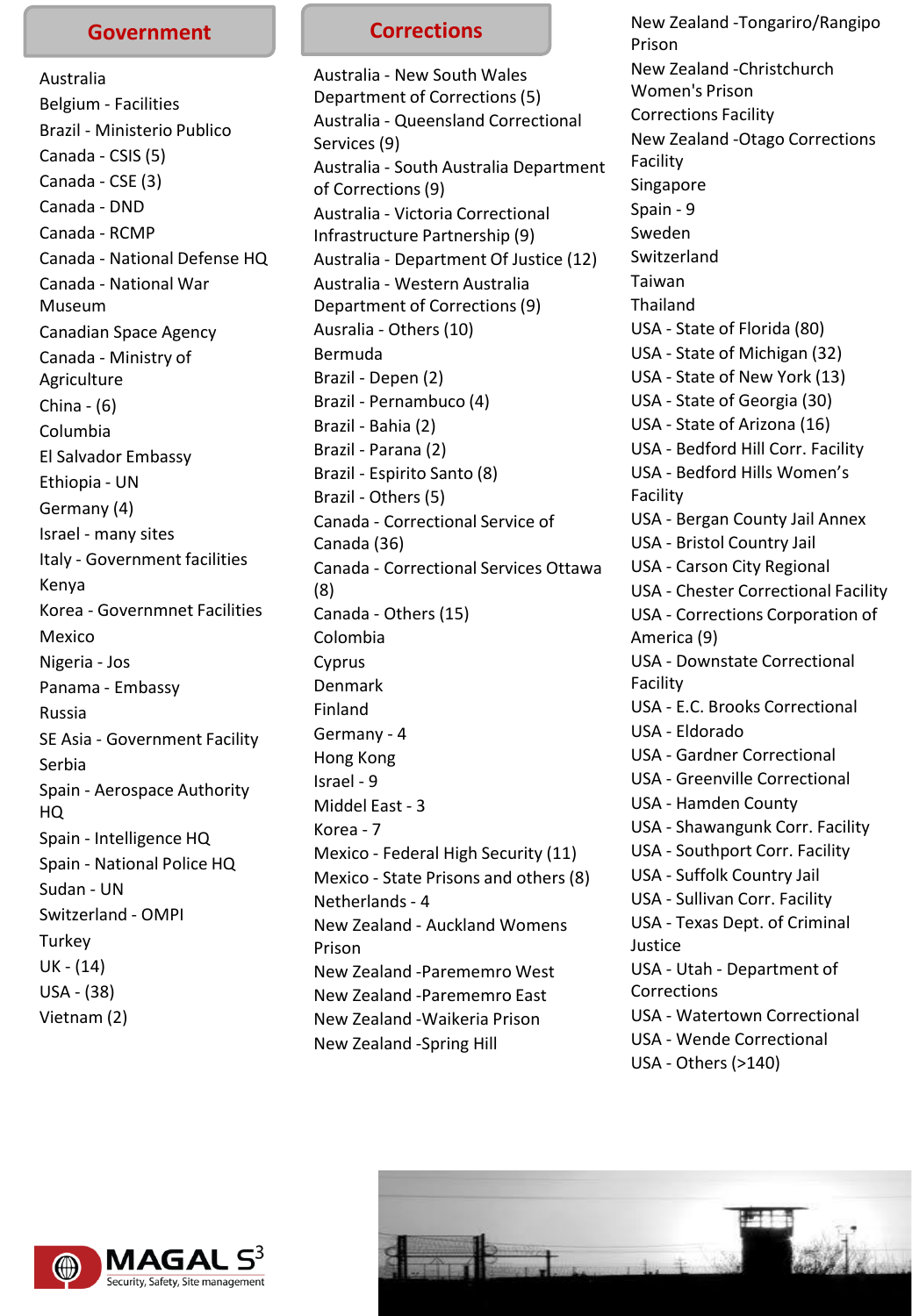## Government

- Australia
- Belgium - Facilities
- Brazil - Ministerio Publico
- Canada - CSIS (5)
- Canada - CSE (3)
- Canada - DND
- Canada - RCMP
- Canada - National Defense HQ
- Canada - National War Museum
- Canadian Space Agency
- Canada - Ministry of Agriculture
- China - (6)
- Columbia
- El Salvador Embassy
- Ethiopia - UN
- Germany (4)
- Israel - many sites
- Italy - Government facilities
- Kenya
- Korea - Governmnet Facilities
- Mexico
- Nigeria - Jos
- Panama - Embassy
- Russia
- SE Asia - Government Facility
- Serbia
- Spain - Aerospace Authority HQ
- Spain - Intelligence HQ
- Spain - National Police HQ
- Sudan - UN
- Switzerland - OMPI
- Turkey
- UK - (14)
- USA - (38)
- Vietnam (2)

## Corrections

- Australia - New South Wales Department of Corrections (5)
- Australia - Queensland Correctional Services (9)
- Australia - South Australia Department of Corrections (9)
- Australia - Victoria Correctional Infrastructure Partnership (9)
- Australia - Department Of Justice (12)
- Australia - Western Australia Department of Corrections (9)
- Ausralia - Others (10)
- Bermuda
- Brazil - Depen (2)
- Brazil - Pernambuco (4)
- Brazil - Bahia (2)
- Brazil - Parana (2)
- Brazil - Espirito Santo (8)
- Brazil - Others (5)
- Canada - Correctional Service of Canada (36)
- Canada - Correctional Services Ottawa (8)
- Canada - Others (15)
- Colombia
- Cyprus
- Denmark
- Finland
- Germany - 4
- Hong Kong
- Israel - 9
- Middel East - 3
- Korea - 7
- Mexico - Federal High Security (11)
- Mexico - State Prisons and others (8)
- Netherlands - 4
- New Zealand - Auckland Womens Prison
- New Zealand -Paremermo West
- New Zealand -Paremermo East
- New Zealand -Waikeria Prison
- New Zealand -Spring Hill
- New Zealand -Tongariro/Rangipo Prison
- New Zealand -Christchurch Women's Prison
- Corrections Facility
- New Zealand -Otago Corrections Facility
- Singapore
- Spain - 9
- Sweden
- Switzerland
- Taiwan
- Thailand
- USA - State of Florida (80)
- USA - State of Michigan (32)
- USA - State of New York (13)
- USA - State of Georgia (30)
- USA - State of Arizona (16)
- USA - Bedford Hill Corr. Facility
- USA - Bedford Hills Women's Facility
- USA - Bergan County Jail Annex
- USA - Bristol Country Jail
- USA - Carson City Regional
- USA - Chester Correctional Facility
- USA - Corrections Corporation of America (9)
- USA - Downstate Correctional Facility
- USA - E.C. Brooks Correctional
- USA - Eldorado
- USA - Gardner Correctional
- USA - Greenville Correctional
- USA - Hamden County
- USA - Shawangunk Corr. Facility
- USA - Southport Corr. Facility
- USA - Suffolk Country Jail
- USA - Sullivan Corr. Facility
- USA - Texas Dept. of Criminal Justice
- USA - Utah - Department of Corrections
- USA - Watertown Correctional
- USA - Wende Correctional
- USA - Others (>140)

MAGAL S3 Security, Safety, Site management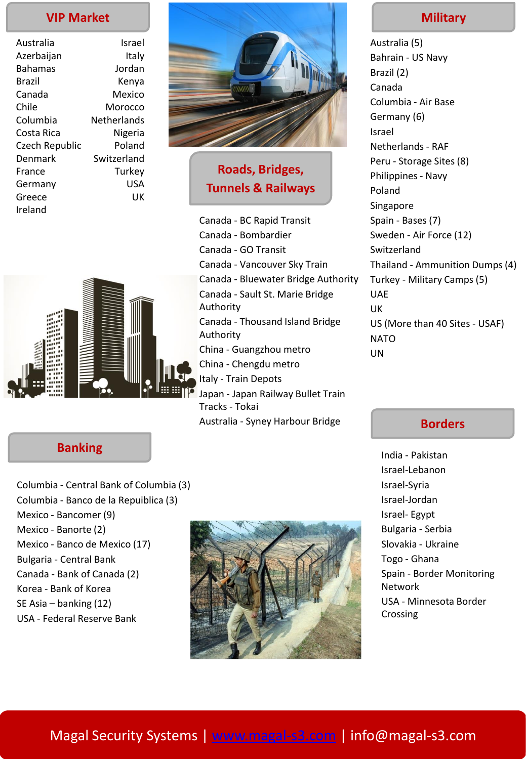## VIP Market

- Australia
- Azerbaijan
- Bahamas
- Brazil
- Canada
- Chile
- Columbia
- Costa Rica
- Czech Republic
- Denmark
- France
- Germany
- Greece
- Ireland
- Israel
- Italy
- Jordan
- Kenya
- Mexico
- Morocco
- Netherlands
- Nigeria
- Poland
- Switzerland
- Turkey
- USA
- UK

## Roads, Bridges, Tunnels & Railways

- Canada - BC Rapid Transit
- Canada - Bombardier
- Canada - GO Transit
- Canada - Vancouver Sky Train
- Canada - Bluewater Bridge Authority
- Canada - Sault St. Marie Bridge Authority
- Canada - Thousand Island Bridge Authority
- China - Guangzhou metro
- China - Chengdu metro
- Italy - Train Depots
- Japan - Japan Railway Bullet Train Tracks - Tokai
- Australia - Syney Harbour Bridge

## Military

- Australia (5)
- Bahrain - US Navy
- Brazil (2)
- Canada
- Columbia - Air Base
- Germany (6)
- Israel
- Netherlands - RAF
- Peru - Storage Sites (8)
- Philippines - Navy
- Poland
- Singapore
- Spain - Bases (7)
- Sweden - Air Force (12)
- Switzerland
- Thailand - Ammunition Dumps (4)
- Turkey - Military Camps (5)
- UAE
- UK
- US (More than 40 Sites - USAF)
- NATO
- UN

## Banking

- Columbia - Central Bank of Columbia (3)
- Columbia - Banco de la Repuiblica (3)
- Mexico - Bancomer (9)
- Mexico - Banorte (2)
- Mexico - Banco de Mexico (17)
- Bulgaria - Central Bank
- Canada - Bank of Canada (2)
- Korea - Bank of Korea
- SE Asia – banking (12)
- USA - Federal Reserve Bank

## Borders

- India - Pakistan
- Israel-Lebanon
- Israel-Syria
- Israel-Jordan
- Israel- Egypt
- Bulgaria - Serbia
- Slovakia - Ukraine
- Togo - Ghana
- Spain - Border Monitoring Network
- USA - Minnesota Border Crossing

Magal Security Systems | www.magal-s3.com | info@magal-s3.com